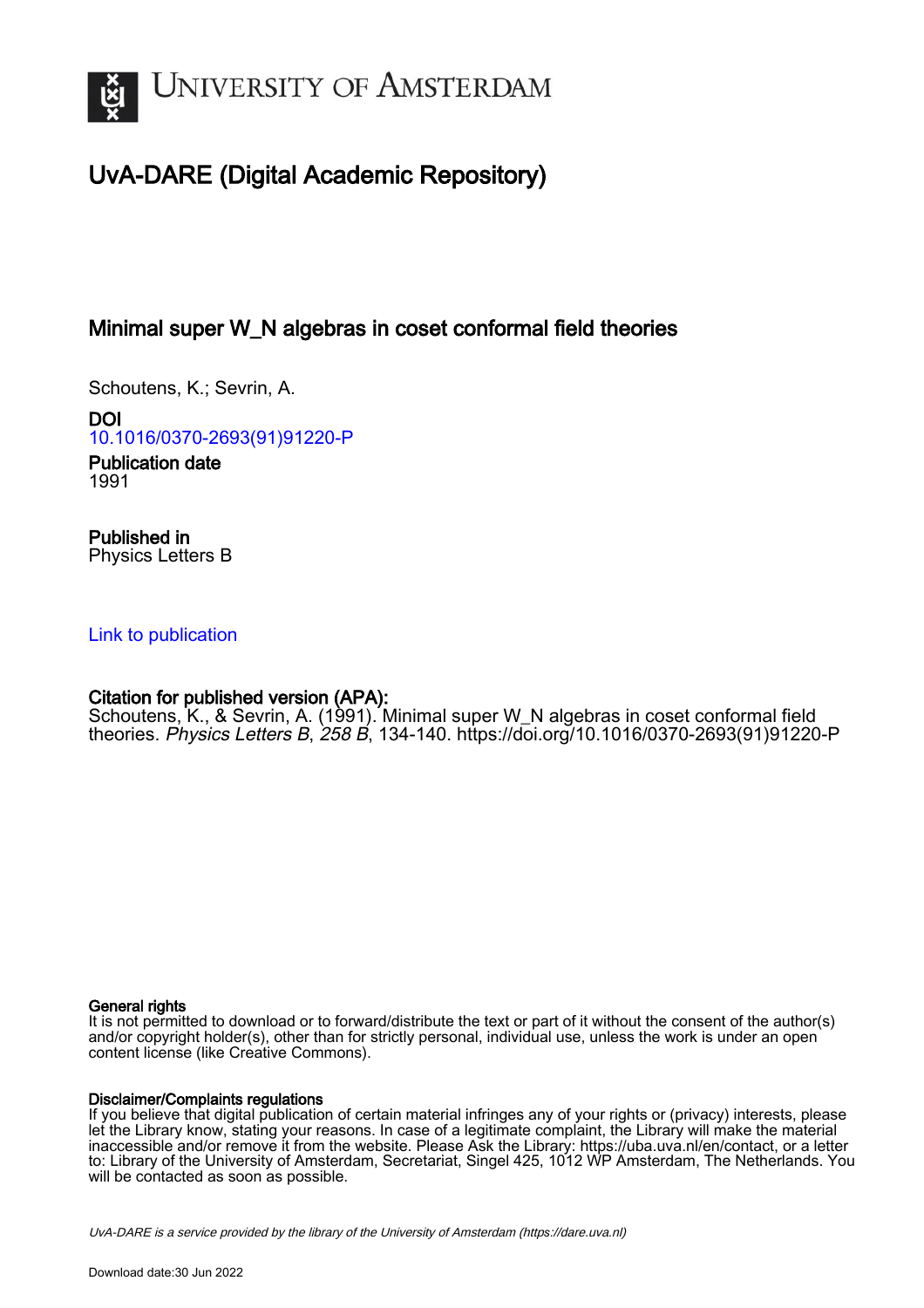# UvA-DARE (Digital Academic Repository)

## Minimal super W_N algebras in coset conformal field theories

Schoutens, K.; Sevrin, A.

**DOI**
10.1016/0370-2693(91)91220-P

**Publication date**
1991

**Published in**
Physics Letters B

Link to publication

**Citation for published version (APA):**
Schoutens, K., & Sevrin, A. (1991). Minimal super W_N algebras in coset conformal field theories. *Physics Letters B*, *258 B*, 134-140. https://doi.org/10.1016/0370-2693(91)91220-P

**General rights**
It is not permitted to download or to forward/distribute the text or part of it without the consent of the author(s) and/or copyright holder(s), other than for strictly personal, individual use, unless the work is under an open content license (like Creative Commons).

**Disclaimer/Complaints regulations**
If you believe that digital publication of certain material infringes any of your rights or (privacy) interests, please let the Library know, stating your reasons. In case of a legitimate complaint, the Library will make the material inaccessible and/or remove it from the website. Please Ask the Library: https://uba.uva.nl/en/contact, or a letter to: Library of the University of Amsterdam, Secretariat, Singel 425, 1012 WP Amsterdam, The Netherlands. You will be contacted as soon as possible.

UvA-DARE is a service provided by the library of the University of Amsterdam (https://dare.uva.nl)

Download date:30 Jun 2022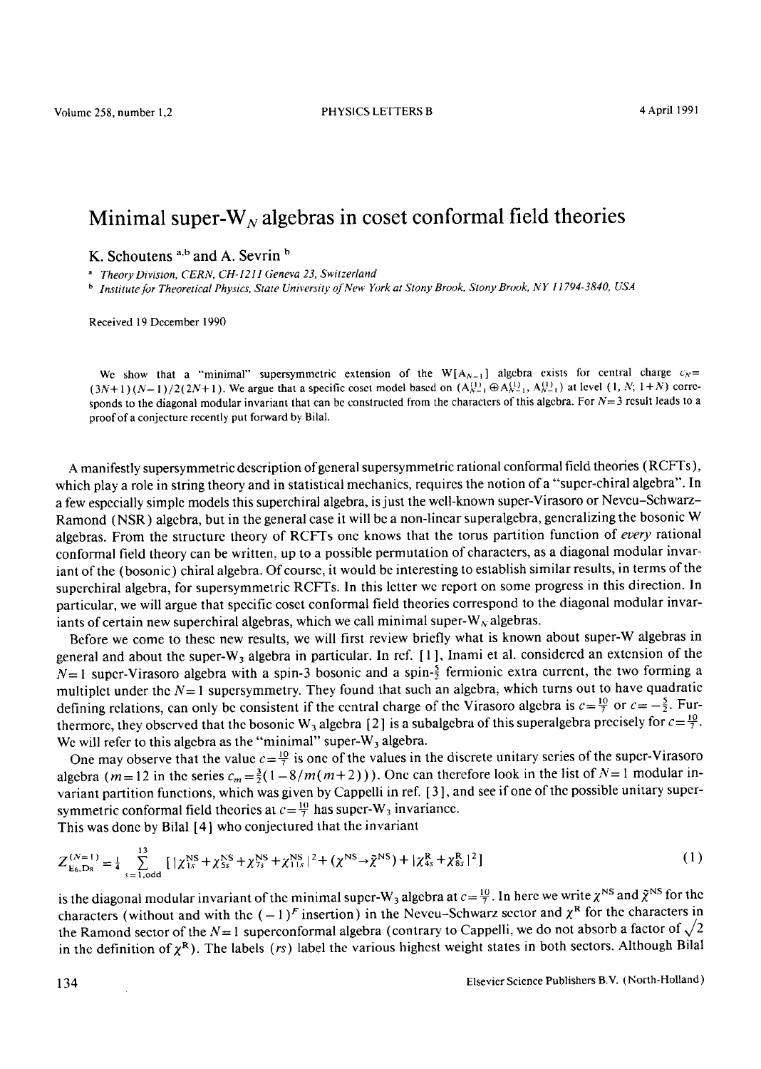# Minimal super-$W_N$ algebras in coset conformal field theories

K. Schoutens [a,b] and A. Sevrin [b]

[a] *Theory Division, CERN, CH-1211 Geneva 23, Switzerland*

[b] *Institute for Theoretical Physics, State University of New York at Stony Brook, Stony Brook, NY 11794-3840, USA*

Received 19 December 1990

We show that a "minimal" supersymmetric extension of the $W[A_{N-1}]$ algebra exists for central charge $c_N = (3N+1)(N-1)/2(2N+1)$. We argue that a specific coset model based on $(A^{(1)}_{N-1} \oplus A^{(1)}_{N-1}, A^{(1)}_{N-1})$ at level $(1, N; 1+N)$ corresponds to the diagonal modular invariant that can be constructed from the characters of this algebra. For $N=3$ result leads to a proof of a conjecture recently put forward by Bilal.

A manifestly supersymmetric description of general supersymmetric rational conformal field theories (RCFTs), which play a role in string theory and in statistical mechanics, requires the notion of a "super-chiral algebra". In a few especially simple models this superchiral algebra, is just the well-known super-Virasoro or Neveu–Schwarz–Ramond (NSR) algebra, but in the general case it will be a non-linear superalgebra, generalizing the bosonic W algebras. From the structure theory of RCFTs one knows that the torus partition function of *every* rational conformal field theory can be written, up to a possible permutation of characters, as a diagonal modular invariant of the (bosonic) chiral algebra. Of course, it would be interesting to establish similar results, in terms of the superchiral algebra, for supersymmetric RCFTs. In this letter we report on some progress in this direction. In particular, we will argue that specific coset conformal field theories correspond to the diagonal modular invariants of certain new superchiral algebras, which we call minimal super-$W_N$ algebras.

Before we come to these new results, we will first review briefly what is known about super-W algebras in general and about the super-$W_3$ algebra in particular. In ref. [1], Inami et al. considered an extension of the $N=1$ super-Virasoro algebra with a spin-3 bosonic and a spin-$\frac{5}{2}$ fermionic extra current, the two forming a multiplet under the $N=1$ supersymmetry. They found that such an algebra, which turns out to have quadratic defining relations, can only be consistent if the central charge of the Virasoro algebra is $c=\frac{10}{7}$ or $c=-\frac{5}{2}$. Furthermore, they observed that the bosonic $W_3$ algebra [2] is a subalgebra of this superalgebra precisely for $c=\frac{10}{7}$. We will refer to this algebra as the "minimal" super-$W_3$ algebra.

One may observe that the value $c=\frac{10}{7}$ is one of the values in the discrete unitary series of the super-Virasoro algebra ($m=12$ in the series $c_m = \frac{3}{2}(1-8/m(m+2))$). One can therefore look in the list of $N=1$ modular invariant partition functions, which was given by Cappelli in ref. [3], and see if one of the possible unitary supersymmetric conformal field theories at $c=\frac{10}{7}$ has super-$W_3$ invariance.

This was done by Bilal [4] who conjectured that the invariant

$$Z^{(N=1)}_{E_6, D_8} = \frac{1}{4} \sum_{s=1,\text{odd}}^{13} \left[ |\chi^{NS}_{1s} + \chi^{NS}_{5s} + \chi^{NS}_{7s} + \chi^{NS}_{11s}|^2 + (\chi^{NS} \to \tilde{\chi}^{NS}) + |\chi^{R}_{4s} + \chi^{R}_{8s}|^2 \right] \tag{1}$$

is the diagonal modular invariant of the minimal super-$W_3$ algebra at $c=\frac{10}{7}$. In here we write $\chi^{NS}$ and $\tilde{\chi}^{NS}$ for the characters (without and with the $(-1)^F$ insertion) in the Neveu-Schwarz sector and $\chi^{R}$ for the characters in the Ramond sector of the $N=1$ superconformal algebra (contrary to Cappelli, we do not absorb a factor of $\sqrt{2}$ in the definition of $\chi^{R}$). The labels $(rs)$ label the various highest weight states in both sectors. Although Bilal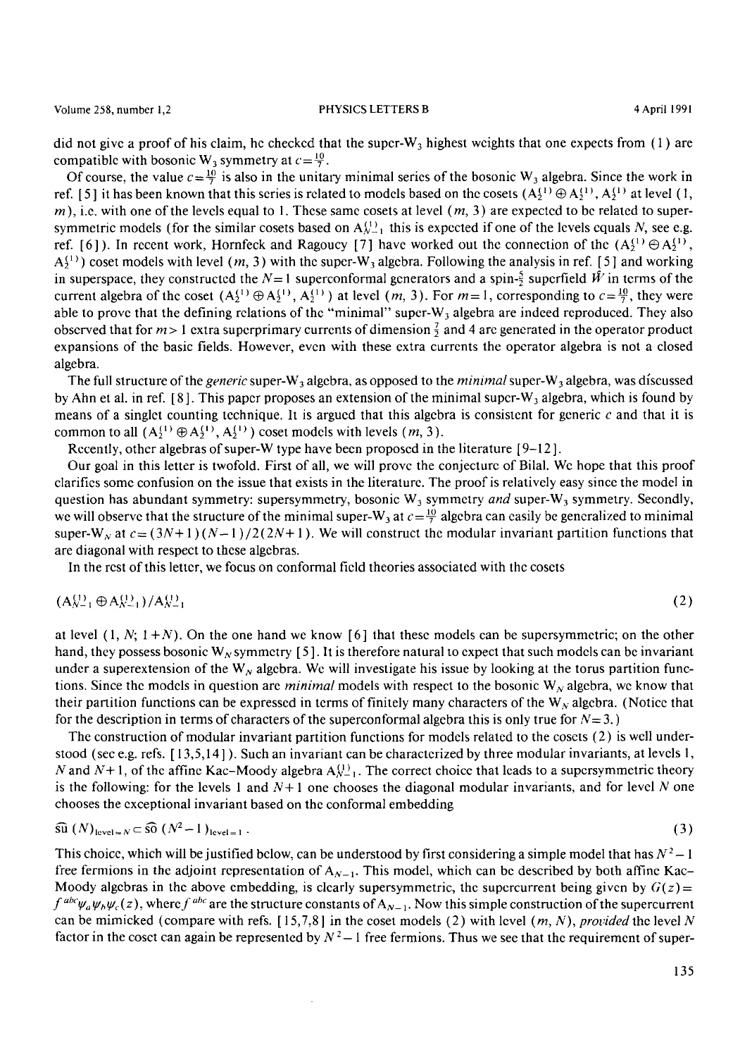did not give a proof of his claim, he checked that the super-$W_3$ highest weights that one expects from (1) are compatible with bosonic $W_3$ symmetry at $c=\frac{10}{7}$.

Of course, the value $c=\frac{10}{7}$ is also in the unitary minimal series of the bosonic $W_3$ algebra. Since the work in ref. [5] it has been known that this series is related to models based on the cosets $(A_2^{(1)} \oplus A_2^{(1)}, A_2^{(1)}$ at level $(1, m)$, i.e. with one of the levels equal to 1. These same cosets at level $(m, 3)$ are expected to be related to supersymmetric models (for the similar cosets based on $A_{N-1}^{(1)}$ this is expected if one of the levels equals $N$, see e.g. ref. [6]). In recent work, Hornfeck and Ragoucy [7] have worked out the connection of the $(A_2^{(1)} \oplus A_2^{(1)}, A_2^{(1)})$ coset models with level $(m, 3)$ with the super-$W_3$ algebra. Following the analysis in ref. [5] and working in superspace, they constructed the $N=1$ superconformal generators and a spin-$\frac{5}{2}$ superfield $\hat{W}$ in terms of the current algebra of the coset $(A_2^{(1)} \oplus A_2^{(1)}, A_2^{(1)})$ at level $(m, 3)$. For $m=1$, corresponding to $c=\frac{10}{7}$, they were able to prove that the defining relations of the "minimal" super-$W_3$ algebra are indeed reproduced. They also observed that for $m>1$ extra superprimary currents of dimension $\frac{7}{2}$ and 4 are generated in the operator product expansions of the basic fields. However, even with these extra currents the operator algebra is not a closed algebra.

The full structure of the *generic* super-$W_3$ algebra, as opposed to the *minimal* super-$W_3$ algebra, was discussed by Ahn et al. in ref. [8]. This paper proposes an extension of the minimal super-$W_3$ algebra, which is found by means of a singlet counting technique. It is argued that this algebra is consistent for generic $c$ and that it is common to all $(A_2^{(1)} \oplus A_2^{(1)}, A_2^{(1)})$ coset models with levels $(m, 3)$.

Recently, other algebras of super-W type have been proposed in the literature [9–12].

Our goal in this letter is twofold. First of all, we will prove the conjecture of Bilal. We hope that this proof clarifies some confusion on the issue that exists in the literature. The proof is relatively easy since the model in question has abundant symmetry: supersymmetry, bosonic $W_3$ symmetry *and* super-$W_3$ symmetry. Secondly, we will observe that the structure of the minimal super-$W_3$ at $c=\frac{10}{7}$ algebra can easily be generalized to minimal super-$W_N$ at $c=(3N+1)(N-1)/2(2N+1)$. We will construct the modular invariant partition functions that are diagonal with respect to these algebras.

In the rest of this letter, we focus on conformal field theories associated with the cosets

$$(A_{N-1}^{(1)} \oplus A_{N-1}^{(1)})/A_{N-1}^{(1)} \tag{2}$$

at level $(1, N; 1+N)$. On the one hand we know [6] that these models can be supersymmetric; on the other hand, they possess bosonic $W_N$ symmetry [5]. It is therefore natural to expect that such models can be invariant under a superextension of the $W_N$ algebra. We will investigate his issue by looking at the torus partition functions. Since the models in question are *minimal* models with respect to the bosonic $W_N$ algebra, we know that their partition functions can be expressed in terms of finitely many characters of the $W_N$ algebra. (Notice that for the description in terms of characters of the superconformal algebra this is only true for $N=3$.)

The construction of modular invariant partition functions for models related to the cosets (2) is well understood (see e.g. refs. [13,5,14]). Such an invariant can be characterized by three modular invariants, at levels 1, $N$ and $N+1$, of the affine Kac–Moody algebra $A_{N-1}^{(1)}$. The correct choice that leads to a supersymmetric theory is the following: for the levels 1 and $N+1$ one chooses the diagonal modular invariants, and for level $N$ one chooses the exceptional invariant based on the conformal embedding

$$\widehat{\mathrm{su}}\,(N)_{\mathrm{level}=N} \subset \widehat{\mathrm{so}}\,(N^2-1)_{\mathrm{level}=1}\,. \tag{3}$$

This choice, which will be justified below, can be understood by first considering a simple model that has $N^2-1$ free fermions in the adjoint representation of $A_{N-1}$. This model, which can be described by both affine Kac–Moody algebras in the above embedding, is clearly supersymmetric, the supercurrent being given by $G(z)=f^{abc}\psi_a\psi_b\psi_c(z)$, where $f^{abc}$ are the structure constants of $A_{N-1}$. Now this simple construction of the supercurrent can be mimicked (compare with refs. [15,7,8] in the coset models (2) with level $(m, N)$, *provided* the level $N$ factor in the coset can again be represented by $N^2-1$ free fermions. Thus we see that the requirement of super-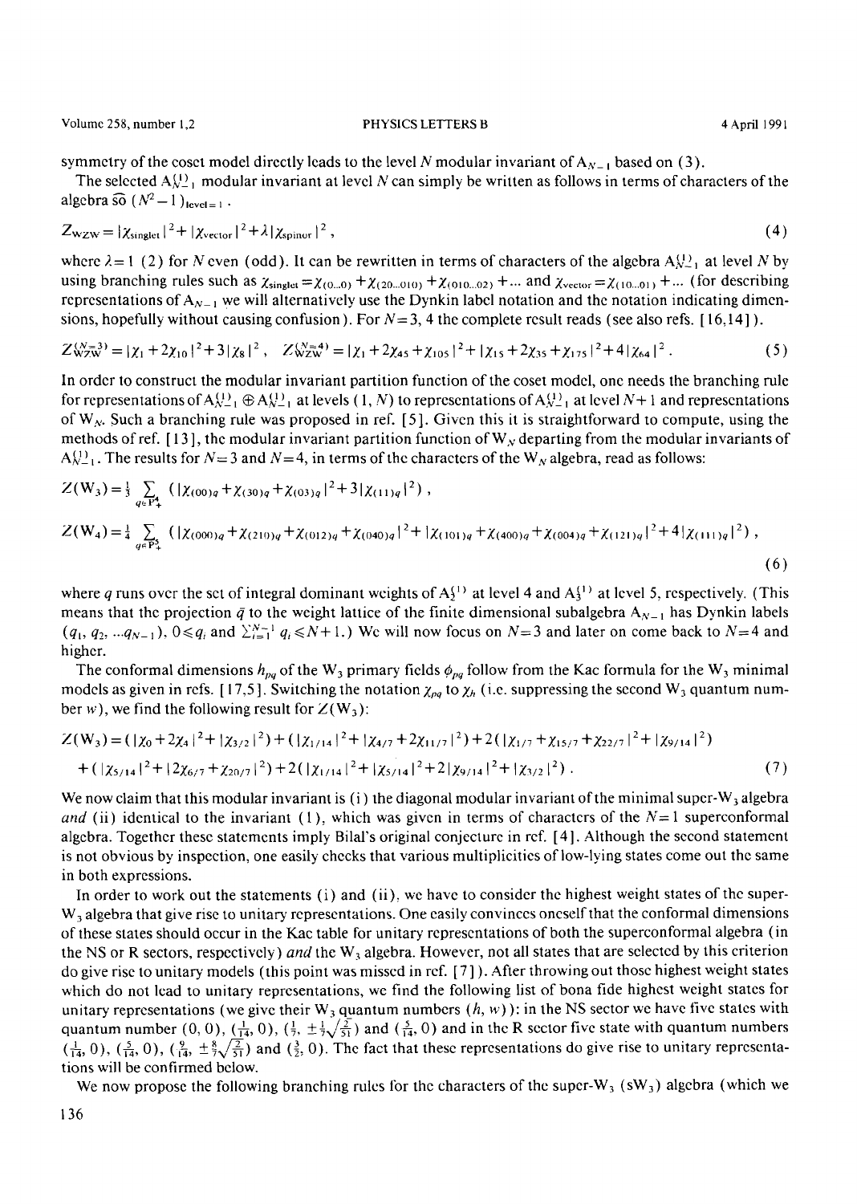symmetry of the coset model directly leads to the level $N$ modular invariant of $A_{N-1}$ based on (3).

The selected $A_{N-1}^{(1)}$ modular invariant at level $N$ can simply be written as follows in terms of characters of the algebra $\widehat{so}\,(N^2-1)_{\text{level}=1}$.

$$Z_{\text{WZW}} = |\chi_{\text{singlet}}|^2 + |\chi_{\text{vector}}|^2 + \lambda |\chi_{\text{spinor}}|^2 , \tag{4}$$

where $\lambda = 1$ (2) for $N$ even (odd). It can be rewritten in terms of characters of the algebra $A_{N-1}^{(1)}$ at level $N$ by using branching rules such as $\chi_{\text{singlet}} = \chi_{(0\ldots0)} + \chi_{(20\ldots010)} + \chi_{(010\ldots02)} + \ldots$ and $\chi_{\text{vector}} = \chi_{(10\ldots01)} + \ldots$ (for describing representations of $A_{N-1}$ we will alternatively use the Dynkin label notation and the notation indicating dimensions, hopefully without causing confusion). For $N=3$, 4 the complete result reads (see also refs. [16,14]).

$$Z_{\text{WZW}}^{(N=3)} = |\chi_1 + 2\chi_{10}|^2 + 3|\chi_8|^2 , \quad Z_{\text{WZW}}^{(N=4)} = |\chi_1 + 2\chi_{45} + \chi_{105}|^2 + |\chi_{15} + 2\chi_{35} + \chi_{175}|^2 + 4|\chi_{64}|^2 . \tag{5}$$

In order to construct the modular invariant partition function of the coset model, one needs the branching rule for representations of $A_{N-1}^{(1)} \oplus A_{N-1}^{(1)}$ at levels $(1, N)$ to representations of $A_{N-1}^{(1)}$ at level $N+1$ and representations of $W_N$. Such a branching rule was proposed in ref. [5]. Given this it is straightforward to compute, using the methods of ref. [13], the modular invariant partition function of $W_N$ departing from the modular invariants of $A_{N-1}^{(1)}$. The results for $N=3$ and $N=4$, in terms of the characters of the $W_N$ algebra, read as follows:

$$Z(W_3) = \tfrac{1}{3} \sum_{q \in P_+^4} \left( |\chi_{(00)q} + \chi_{(30)q} + \chi_{(03)q}|^2 + 3|\chi_{(11)q}|^2 \right) ,$$

$$Z(W_4) = \tfrac{1}{4} \sum_{q \in P_+^5} \left( |\chi_{(000)q} + \chi_{(210)q} + \chi_{(012)q} + \chi_{(040)q}|^2 + |\chi_{(101)q} + \chi_{(400)q} + \chi_{(004)q} + \chi_{(121)q}|^2 + 4|\chi_{(111)q}|^2 \right) , \tag{6}$$

where $q$ runs over the set of integral dominant weights of $A_2^{(1)}$ at level 4 and $A_3^{(1)}$ at level 5, respectively. (This means that the projection $\bar{q}$ to the weight lattice of the finite dimensional subalgebra $A_{N-1}$ has Dynkin labels $(q_1, q_2, \ldots q_{N-1})$, $0 \leqslant q_i$ and $\sum_{i=1}^{N-1} q_i \leqslant N+1$.) We will now focus on $N=3$ and later on come back to $N=4$ and higher.

The conformal dimensions $h_{pq}$ of the $W_3$ primary fields $\phi_{pq}$ follow from the Kac formula for the $W_3$ minimal models as given in refs. [17,5]. Switching the notation $\chi_{pq}$ to $\chi_h$ (i.e. suppressing the second $W_3$ quantum number $w$), we find the following result for $Z(W_3)$:

$$\begin{aligned} Z(W_3) = {} & (|\chi_0 + 2\chi_4|^2 + |\chi_{3/2}|^2) + (|\chi_{1/14}|^2 + |\chi_{4/7} + 2\chi_{11/7}|^2) + 2(|\chi_{1/7} + \chi_{15/7} + \chi_{22/7}|^2 + |\chi_{9/14}|^2) \\ & + (|\chi_{5/14}|^2 + |2\chi_{6/7} + \chi_{20/7}|^2) + 2(|\chi_{1/14}|^2 + |\chi_{5/14}|^2 + 2|\chi_{9/14}|^2 + |\chi_{3/2}|^2) . \end{aligned} \tag{7}$$

We now claim that this modular invariant is (i) the diagonal modular invariant of the minimal super-$W_3$ algebra *and* (ii) identical to the invariant (1), which was given in terms of characters of the $N=1$ superconformal algebra. Together these statements imply Bilal's original conjecture in ref. [4]. Although the second statement is not obvious by inspection, one easily checks that various multiplicities of low-lying states come out the same in both expressions.

In order to work out the statements (i) and (ii), we have to consider the highest weight states of the super-$W_3$ algebra that give rise to unitary representations. One easily convinces oneself that the conformal dimensions of these states should occur in the Kac table for unitary representations of both the superconformal algebra (in the NS or R sectors, respectively) *and* the $W_3$ algebra. However, not all states that are selected by this criterion do give rise to unitary models (this point was missed in ref. [7]). After throwing out those highest weight states which do not lead to unitary representations, we find the following list of bona fide highest weight states for unitary representations (we give their $W_3$ quantum numbers $(h, w)$): in the NS sector we have five states with quantum number $(0, 0)$, $(\frac{1}{14}, 0)$, $(\frac{1}{7}, \pm\frac{1}{7}\sqrt{\frac{2}{51}})$ and $(\frac{5}{14}, 0)$ and in the R sector five state with quantum numbers $(\frac{1}{14}, 0)$, $(\frac{5}{14}, 0)$, $(\frac{9}{14}, \pm\frac{8}{7}\sqrt{\frac{2}{51}})$ and $(\frac{3}{2}, 0)$. The fact that these representations do give rise to unitary representations will be confirmed below.

We now propose the following branching rules for the characters of the super-$W_3$ ($sW_3$) algebra (which we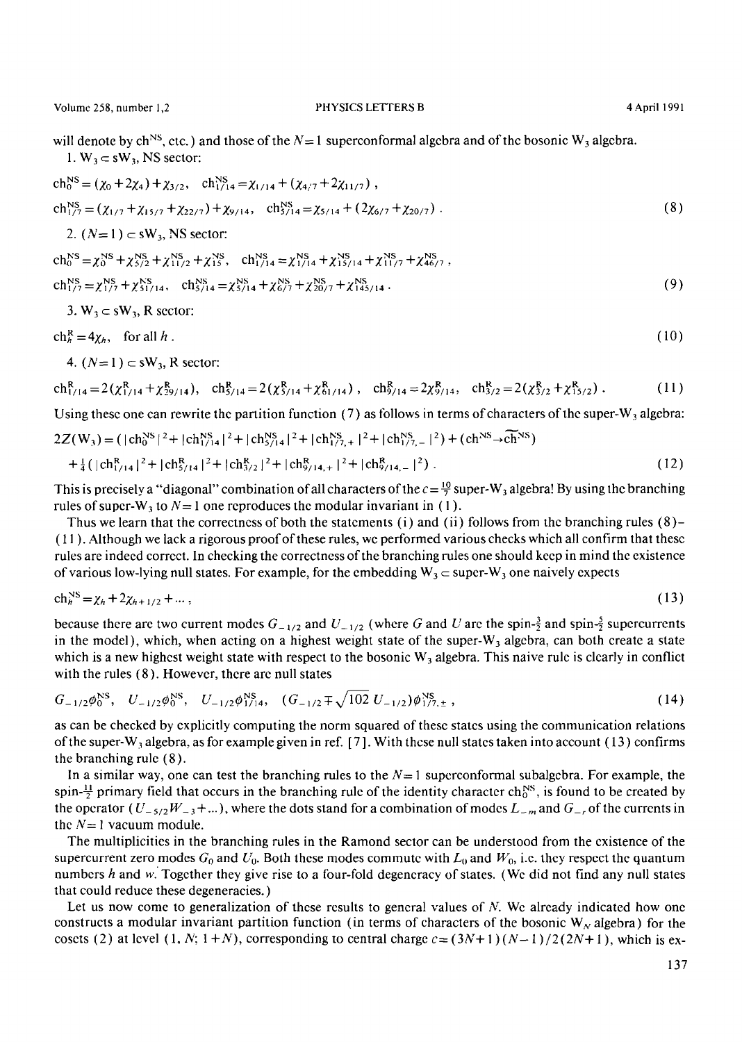will denote by $\mathrm{ch}^{\mathrm{NS}}$, etc.) and those of the $N=1$ superconformal algebra and of the bosonic $\mathrm{W}_3$ algebra.

1. $\mathrm{W}_3 \subset \mathrm{sW}_3$, NS sector:

$$\mathrm{ch}_0^{\mathrm{NS}} = (\chi_0 + 2\chi_4) + \chi_{3/2}, \quad \mathrm{ch}_{1/14}^{\mathrm{NS}} = \chi_{1/14} + (\chi_{4/7} + 2\chi_{11/7}),$$
$$\mathrm{ch}_{1/7}^{\mathrm{NS}} = (\chi_{1/7} + \chi_{15/7} + \chi_{22/7}) + \chi_{9/14}, \quad \mathrm{ch}_{5/14}^{\mathrm{NS}} = \chi_{5/14} + (2\chi_{6/7} + \chi_{20/7}). \tag{8}$$

2. $(N=1) \subset \mathrm{sW}_3$, NS sector:

$$\mathrm{ch}_0^{\mathrm{NS}} = \chi_0^{\mathrm{NS}} + \chi_{5/2}^{\mathrm{NS}} + \chi_{11/2}^{\mathrm{NS}} + \chi_{15}^{\mathrm{NS}}, \quad \mathrm{ch}_{1/14}^{\mathrm{NS}} = \chi_{1/14}^{\mathrm{NS}} + \chi_{15/14}^{\mathrm{NS}} + \chi_{11/7}^{\mathrm{NS}} + \chi_{46/7}^{\mathrm{NS}},$$
$$\mathrm{ch}_{1/7}^{\mathrm{NS}} = \chi_{1/7}^{\mathrm{NS}} + \chi_{51/14}^{\mathrm{NS}}, \quad \mathrm{ch}_{5/14}^{\mathrm{NS}} = \chi_{5/14}^{\mathrm{NS}} + \chi_{6/7}^{\mathrm{NS}} + \chi_{20/7}^{\mathrm{NS}} + \chi_{145/14}^{\mathrm{NS}}. \tag{9}$$

3. $\mathrm{W}_3 \subset \mathrm{sW}_3$, R sector:

$$\mathrm{ch}_h^{\mathrm{R}} = 4\chi_h, \quad \text{for all } h. \tag{10}$$

4. $(N=1) \subset \mathrm{sW}_3$, R sector:

$$\mathrm{ch}_{1/14}^{\mathrm{R}} = 2(\chi_{1/14}^{\mathrm{R}} + \chi_{29/14}^{\mathrm{R}}), \quad \mathrm{ch}_{5/14}^{\mathrm{R}} = 2(\chi_{5/14}^{\mathrm{R}} + \chi_{61/14}^{\mathrm{R}}), \quad \mathrm{ch}_{9/14}^{\mathrm{R}} = 2\chi_{9/14}^{\mathrm{R}}, \quad \mathrm{ch}_{3/2}^{\mathrm{R}} = 2(\chi_{3/2}^{\mathrm{R}} + \chi_{15/2}^{\mathrm{R}}). \tag{11}$$

Using these one can rewrite the partition function (7) as follows in terms of characters of the super-$\mathrm{W}_3$ algebra:

$$2Z(\mathrm{W}_3) = (|\mathrm{ch}_0^{\mathrm{NS}}|^2 + |\mathrm{ch}_{1/14}^{\mathrm{NS}}|^2 + |\mathrm{ch}_{5/14}^{\mathrm{NS}}|^2 + |\mathrm{ch}_{1/7,+}^{\mathrm{NS}}|^2 + |\mathrm{ch}_{1/7,-}^{\mathrm{NS}}|^2) + (\mathrm{ch}^{\mathrm{NS}} \to \widetilde{\mathrm{ch}}^{\mathrm{NS}})$$
$$+ \tfrac{1}{4}(|\mathrm{ch}_{1/14}^{\mathrm{R}}|^2 + |\mathrm{ch}_{5/14}^{\mathrm{R}}|^2 + |\mathrm{ch}_{3/2}^{\mathrm{R}}|^2 + |\mathrm{ch}_{9/14,+}^{\mathrm{R}}|^2 + |\mathrm{ch}_{9/14,-}^{\mathrm{R}}|^2). \tag{12}$$

This is precisely a "diagonal" combination of all characters of the $c = \frac{10}{7}$ super-$\mathrm{W}_3$ algebra! By using the branching rules of super-$\mathrm{W}_3$ to $N=1$ one reproduces the modular invariant in (1).

Thus we learn that the correctness of both the statements (i) and (ii) follows from the branching rules (8)–(11). Although we lack a rigorous proof of these rules, we performed various checks which all confirm that these rules are indeed correct. In checking the correctness of the branching rules one should keep in mind the existence of various low-lying null states. For example, for the embedding $\mathrm{W}_3 \subset$ super-$\mathrm{W}_3$ one naively expects

$$\mathrm{ch}_h^{\mathrm{NS}} = \chi_h + 2\chi_{h+1/2} + \ldots, \tag{13}$$

because there are two current modes $G_{-1/2}$ and $U_{-1/2}$ (where $G$ and $U$ are the spin-$\frac{3}{2}$ and spin-$\frac{5}{2}$ supercurrents in the model), which, when acting on a highest weight state of the super-$\mathrm{W}_3$ algebra, can both create a state which is a new highest weight state with respect to the bosonic $\mathrm{W}_3$ algebra. This naive rule is clearly in conflict with the rules (8). However, there are null states

$$G_{-1/2}\phi_0^{\mathrm{NS}}, \quad U_{-1/2}\phi_0^{\mathrm{NS}}, \quad U_{-1/2}\phi_{1/14}^{\mathrm{NS}}, \quad (G_{-1/2} \mp \sqrt{102}\, U_{-1/2})\phi_{1/7,\pm}^{\mathrm{NS}}, \tag{14}$$

as can be checked by explicitly computing the norm squared of these states using the communication relations of the super-$\mathrm{W}_3$ algebra, as for example given in ref. [7]. With these null states taken into account (13) confirms the branching rule (8).

In a similar way, one can test the branching rules to the $N=1$ superconformal subalgebra. For example, the spin-$\frac{11}{2}$ primary field that occurs in the branching rule of the identity character $\mathrm{ch}_0^{\mathrm{NS}}$, is found to be created by the operator $(U_{-5/2}W_{-3} + \ldots)$, where the dots stand for a combination of modes $L_{-m}$ and $G_{-r}$ of the currents in the $N=1$ vacuum module.

The multiplicities in the branching rules in the Ramond sector can be understood from the existence of the supercurrent zero modes $G_0$ and $U_0$. Both these modes commute with $L_0$ and $W_0$, i.e. they respect the quantum numbers $h$ and $w$. Together they give rise to a four-fold degeneracy of states. (We did not find any null states that could reduce these degeneracies.)

Let us now come to generalization of these results to general values of $N$. We already indicated how one constructs a modular invariant partition function (in terms of characters of the bosonic $\mathrm{W}_N$ algebra) for the cosets (2) at level $(1, N; 1+N)$, corresponding to central charge $c = (3N+1)(N-1)/2(2N+1)$, which is ex-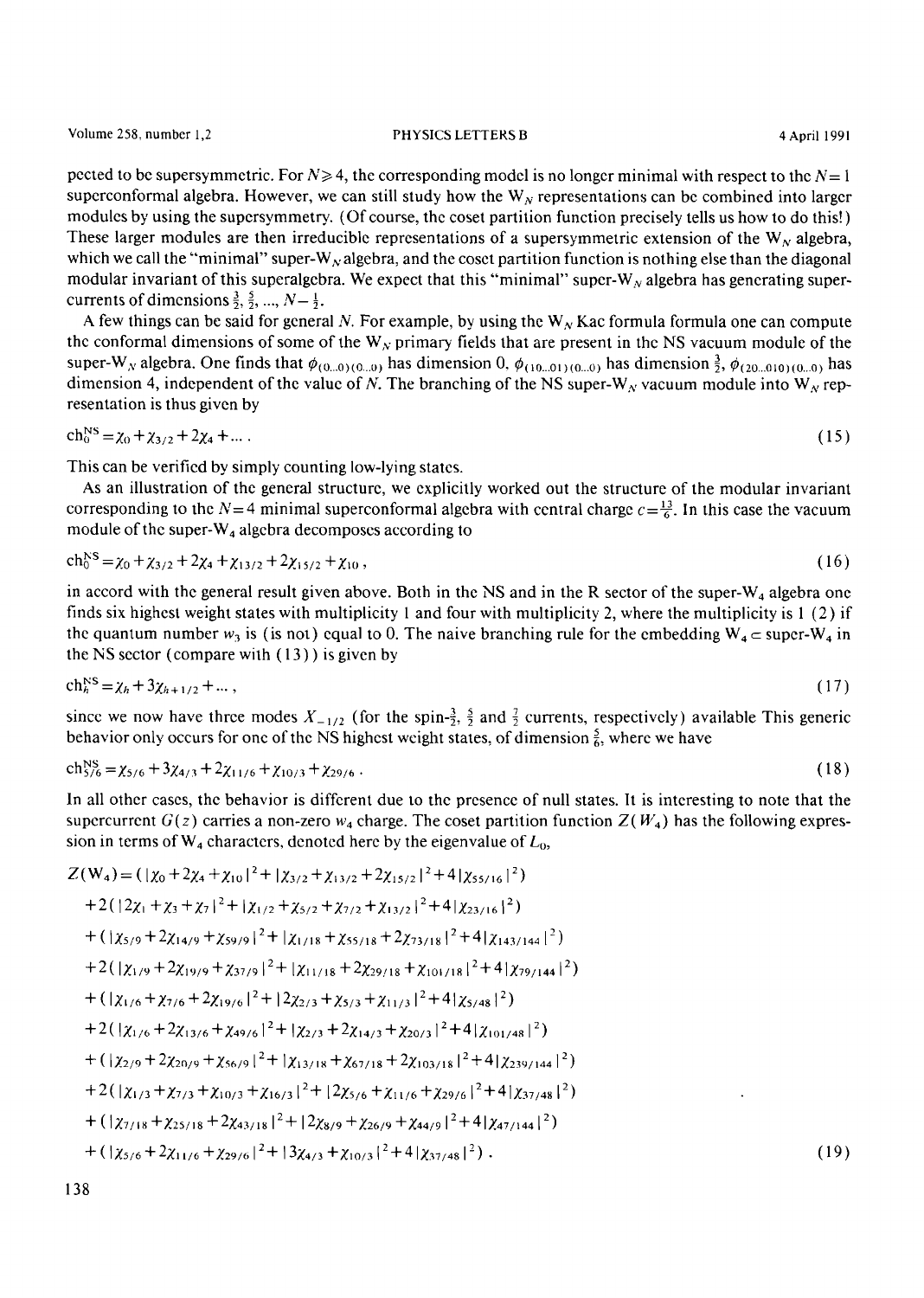pected to be supersymmetric. For $N \geqslant 4$, the corresponding model is no longer minimal with respect to the $N=1$ superconformal algebra. However, we can still study how the $W_N$ representations can be combined into larger modules by using the supersymmetry. (Of course, the coset partition function precisely tells us how to do this!) These larger modules are then irreducible representations of a supersymmetric extension of the $W_N$ algebra, which we call the "minimal" super-$W_N$ algebra, and the coset partition function is nothing else than the diagonal modular invariant of this superalgebra. We expect that this "minimal" super-$W_N$ algebra has generating supercurrents of dimensions $\frac{3}{2}, \frac{5}{2}, ..., N-\frac{1}{2}$.

A few things can be said for general $N$. For example, by using the $W_N$ Kac formula formula one can compute the conformal dimensions of some of the $W_N$ primary fields that are present in the NS vacuum module of the super-$W_N$ algebra. One finds that $\phi_{(0...0)(0...0)}$ has dimension 0, $\phi_{(10...01)(0...0)}$ has dimension $\frac{3}{2}$, $\phi_{(20...010)(0...0)}$ has dimension 4, independent of the value of $N$. The branching of the NS super-$W_N$ vacuum module into $W_N$ representation is thus given by

$$\mathrm{ch}_0^{\mathrm{NS}} = \chi_0 + \chi_{3/2} + 2\chi_4 + \ldots \,. \tag{15}$$

This can be verified by simply counting low-lying states.

As an illustration of the general structure, we explicitly worked out the structure of the modular invariant corresponding to the $N=4$ minimal superconformal algebra with central charge $c=\frac{13}{6}$. In this case the vacuum module of the super-$W_4$ algebra decomposes according to

$$\mathrm{ch}_0^{\mathrm{NS}} = \chi_0 + \chi_{3/2} + 2\chi_4 + \chi_{13/2} + 2\chi_{15/2} + \chi_{10} \,, \tag{16}$$

in accord with the general result given above. Both in the NS and in the R sector of the super-$W_4$ algebra one finds six highest weight states with multiplicity 1 and four with multiplicity 2, where the multiplicity is 1 (2) if the quantum number $w_3$ is (is not) equal to 0. The naive branching rule for the embedding $W_4 \subset$ super-$W_4$ in the NS sector (compare with (13)) is given by

$$\mathrm{ch}_h^{\mathrm{NS}} = \chi_h + 3\chi_{h+1/2} + \ldots \,, \tag{17}$$

since we now have three modes $X_{-1/2}$ (for the spin-$\frac{3}{2}$, $\frac{5}{2}$ and $\frac{7}{2}$ currents, respectively) available This generic behavior only occurs for one of the NS highest weight states, of dimension $\frac{5}{6}$, where we have

$$\mathrm{ch}_{5/6}^{\mathrm{NS}} = \chi_{5/6} + 3\chi_{4/3} + 2\chi_{11/6} + \chi_{10/3} + \chi_{29/6} \,. \tag{18}$$

In all other cases, the behavior is different due to the presence of null states. It is interesting to note that the supercurrent $G(z)$ carries a non-zero $w_4$ charge. The coset partition function $Z(W_4)$ has the following expression in terms of $W_4$ characters, denoted here by the eigenvalue of $L_0$,

$$\begin{aligned}
Z(\mathrm{W}_4) = {} & (|\chi_0 + 2\chi_4 + \chi_{10}|^2 + |\chi_{3/2} + \chi_{13/2} + 2\chi_{15/2}|^2 + 4|\chi_{55/16}|^2) \\
& + 2(|2\chi_1 + \chi_3 + \chi_7|^2 + |\chi_{1/2} + \chi_{5/2} + \chi_{7/2} + \chi_{13/2}|^2 + 4|\chi_{23/16}|^2) \\
& + (|\chi_{5/9} + 2\chi_{14/9} + \chi_{59/9}|^2 + |\chi_{1/18} + \chi_{55/18} + 2\chi_{73/18}|^2 + 4|\chi_{143/144}|^2) \\
& + 2(|\chi_{1/9} + 2\chi_{19/9} + \chi_{37/9}|^2 + |\chi_{11/18} + 2\chi_{29/18} + \chi_{101/18}|^2 + 4|\chi_{79/144}|^2) \\
& + (|\chi_{1/6} + \chi_{7/6} + 2\chi_{19/6}|^2 + |2\chi_{2/3} + \chi_{5/3} + \chi_{11/3}|^2 + 4|\chi_{5/48}|^2) \\
& + 2(|\chi_{1/6} + 2\chi_{13/6} + \chi_{49/6}|^2 + |\chi_{2/3} + 2\chi_{14/3} + \chi_{20/3}|^2 + 4|\chi_{101/48}|^2) \\
& + (|\chi_{2/9} + 2\chi_{20/9} + \chi_{56/9}|^2 + |\chi_{13/18} + \chi_{67/18} + 2\chi_{103/18}|^2 + 4|\chi_{239/144}|^2) \\
& + 2(|\chi_{1/3} + \chi_{7/3} + \chi_{10/3} + \chi_{16/3}|^2 + |2\chi_{5/6} + \chi_{11/6} + \chi_{29/6}|^2 + 4|\chi_{37/48}|^2) \\
& + (|\chi_{7/18} + \chi_{25/18} + 2\chi_{43/18}|^2 + |2\chi_{8/9} + \chi_{26/9} + \chi_{44/9}|^2 + 4|\chi_{47/144}|^2) \\
& + (|\chi_{5/6} + 2\chi_{11/6} + \chi_{29/6}|^2 + |3\chi_{4/3} + \chi_{10/3}|^2 + 4|\chi_{37/48}|^2) \,.
\end{aligned} \tag{19}$$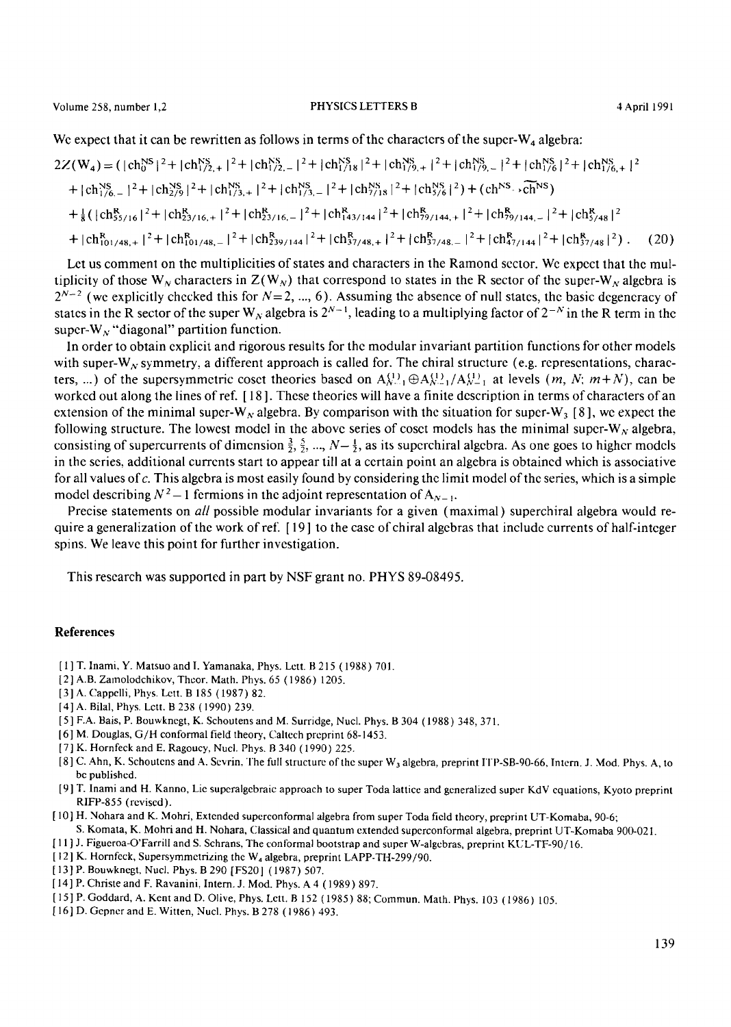We expect that it can be rewritten as follows in terms of the characters of the super-$W_4$ algebra:

$$
\begin{aligned}
2Z(W_4) = & \,(\,|\mathrm{ch}_0^{NS}|^2 + |\mathrm{ch}_{1/2,+}^{NS}|^2 + |\mathrm{ch}_{1/2,-}^{NS}|^2 + |\mathrm{ch}_{1/18}^{NS}|^2 + |\mathrm{ch}_{1/9,+}^{NS}|^2 + |\mathrm{ch}_{1/9,-}^{NS}|^2 + |\mathrm{ch}_{1/6}^{NS}|^2 + |\mathrm{ch}_{1/6,+}^{NS}|^2 \\
& + |\mathrm{ch}_{1/6,-}^{NS}|^2 + |\mathrm{ch}_{2/9}^{NS}|^2 + |\mathrm{ch}_{1/3,+}^{NS}|^2 + |\mathrm{ch}_{1/3,-}^{NS}|^2 + |\mathrm{ch}_{7/18}^{NS}|^2 + |\mathrm{ch}_{5/6}^{NS}|^2) + (\mathrm{ch}^{NS} \to \widetilde{\mathrm{ch}}^{NS}) \\
& + \tfrac{1}{8}(\,|\mathrm{ch}_{55/16}^{R}|^2 + |\mathrm{ch}_{23/16,+}^{R}|^2 + |\mathrm{ch}_{23/16,-}^{R}|^2 + |\mathrm{ch}_{143/144}^{R}|^2 + |\mathrm{ch}_{79/144,+}^{R}|^2 + |\mathrm{ch}_{79/144,-}^{R}|^2 + |\mathrm{ch}_{5/48}^{R}|^2 \\
& + |\mathrm{ch}_{101/48,+}^{R}|^2 + |\mathrm{ch}_{101/48,-}^{R}|^2 + |\mathrm{ch}_{239/144}^{R}|^2 + |\mathrm{ch}_{37/48,+}^{R}|^2 + |\mathrm{ch}_{37/48,-}^{R}|^2 + |\mathrm{ch}_{47/144}^{R}|^2 + |\mathrm{ch}_{37/48}^{R}|^2)\,. \qquad (20)
\end{aligned}
$$

Let us comment on the multiplicities of states and characters in the Ramond sector. We expect that the multiplicity of those $W_N$ characters in $Z(W_N)$ that correspond to states in the R sector of the super-$W_N$ algebra is $2^{N-2}$ (we explicitly checked this for $N=2, ..., 6$). Assuming the absence of null states, the basic degeneracy of states in the R sector of the super $W_N$ algebra is $2^{N-1}$, leading to a multiplying factor of $2^{-N}$ in the R term in the super-$W_N$ "diagonal" partition function.

In order to obtain explicit and rigorous results for the modular invariant partition functions for other models with super-$W_N$ symmetry, a different approach is called for. The chiral structure (e.g. representations, characters, ...) of the supersymmetric coset theories based on $A_{N-1}^{(1)} \oplus A_{N-1}^{(1)} / A_{N-1}^{(1)}$ at levels $(m, N; m+N)$, can be worked out along the lines of ref. [18]. These theories will have a finite description in terms of characters of an extension of the minimal super-$W_N$ algebra. By comparison with the situation for super-$W_3$ [8], we expect the following structure. The lowest model in the above series of coset models has the minimal super-$W_N$ algebra, consisting of supercurrents of dimension $\frac{3}{2}, \frac{5}{2}, ..., N-\frac{1}{2}$, as its superchiral algebra. As one goes to higher models in the series, additional currents start to appear till at a certain point an algebra is obtained which is associative for all values of $c$. This algebra is most easily found by considering the limit model of the series, which is a simple model describing $N^2-1$ fermions in the adjoint representation of $A_{N-1}$.

Precise statements on *all* possible modular invariants for a given (maximal) superchiral algebra would require a generalization of the work of ref. [19] to the case of chiral algebras that include currents of half-integer spins. We leave this point for further investigation.

This research was supported in part by NSF grant no. PHYS 89-08495.

## References

[1] T. Inami, Y. Matsuo and I. Yamanaka, Phys. Lett. B 215 (1988) 701.
[2] A.B. Zamolodchikov, Theor. Math. Phys. 65 (1986) 1205.
[3] A. Cappelli, Phys. Lett. B 185 (1987) 82.
[4] A. Bilal, Phys. Lett. B 238 (1990) 239.
[5] F.A. Bais, P. Bouwknegt, K. Schoutens and M. Surridge, Nucl. Phys. B 304 (1988) 348, 371.
[6] M. Douglas, G/H conformal field theory, Caltech preprint 68-1453.
[7] K. Hornfeck and E. Ragoucy, Nucl. Phys. B 340 (1990) 225.
[8] C. Ahn, K. Schoutens and A. Sevrin, The full structure of the super $W_3$ algebra, preprint ITP-SB-90-66, Intern. J. Mod. Phys. A, to be published.
[9] T. Inami and H. Kanno, Lie superalgebraic approach to super Toda lattice and generalized super KdV equations, Kyoto preprint RIFP-855 (revised).
[10] H. Nohara and K. Mohri, Extended superconformal algebra from super Toda field theory, preprint UT-Komaba, 90-6; S. Komata, K. Mohri and H. Nohara, Classical and quantum extended superconformal algebra, preprint UT-Komaba 900-021.
[11] J. Figueroa-O'Farrill and S. Schrans, The conformal bootstrap and super W-algebras, preprint KUL-TF-90/16.
[12] K. Hornfeck, Supersymmetrizing the $W_4$ algebra, preprint LAPP-TH-299/90.
[13] P. Bouwknegt, Nucl. Phys. B 290 [FS20] (1987) 507.
[14] P. Christe and F. Ravanini, Intern. J. Mod. Phys. A 4 (1989) 897.
[15] P. Goddard, A. Kent and D. Olive, Phys. Lett. B 152 (1985) 88; Commun. Math. Phys. 103 (1986) 105.
[16] D. Gepner and E. Witten, Nucl. Phys. B 278 (1986) 493.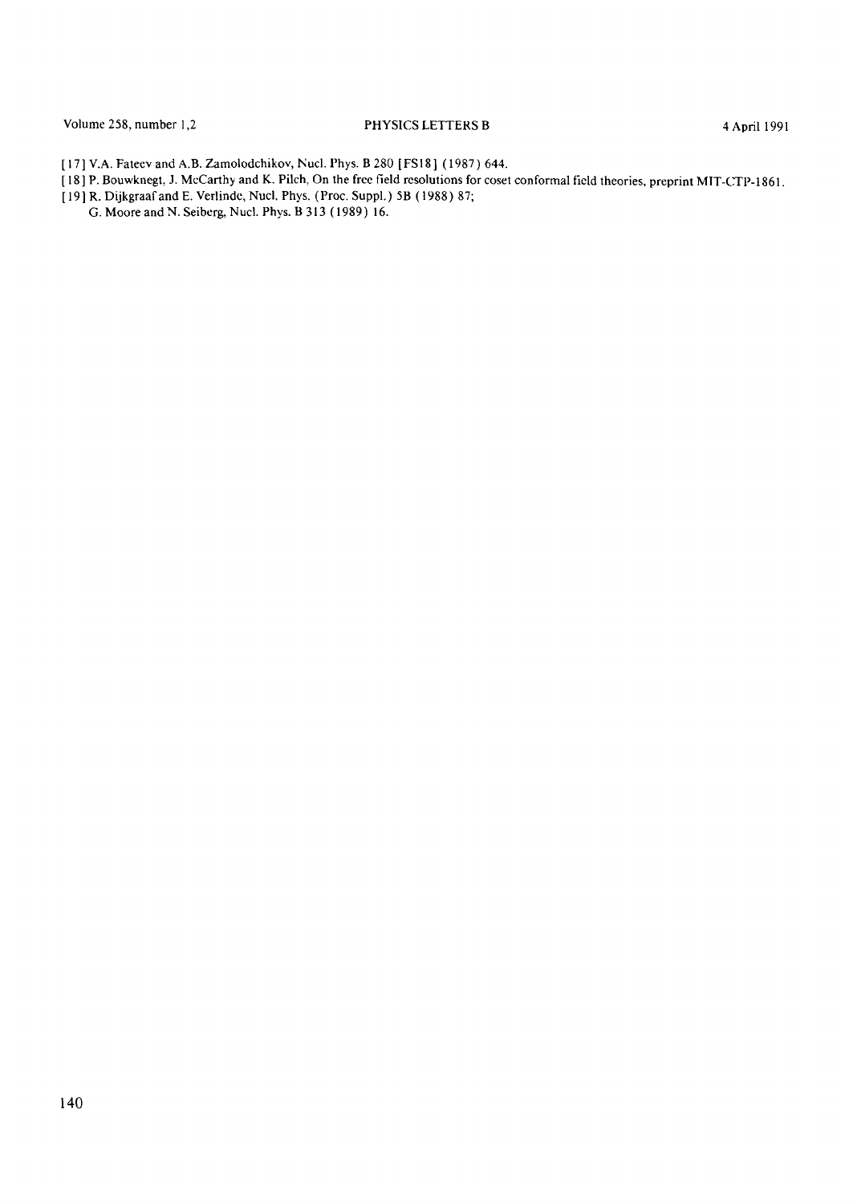[17] V.A. Fateev and A.B. Zamolodchikov, Nucl. Phys. B 280 [FS18] (1987) 644.

[18] P. Bouwknegt, J. McCarthy and K. Pilch, On the free field resolutions for coset conformal field theories, preprint MIT-CTP-1861.

[19] R. Dijkgraaf and E. Verlinde, Nucl. Phys. (Proc. Suppl.) 5B (1988) 87;
G. Moore and N. Seiberg, Nucl. Phys. B 313 (1989) 16.